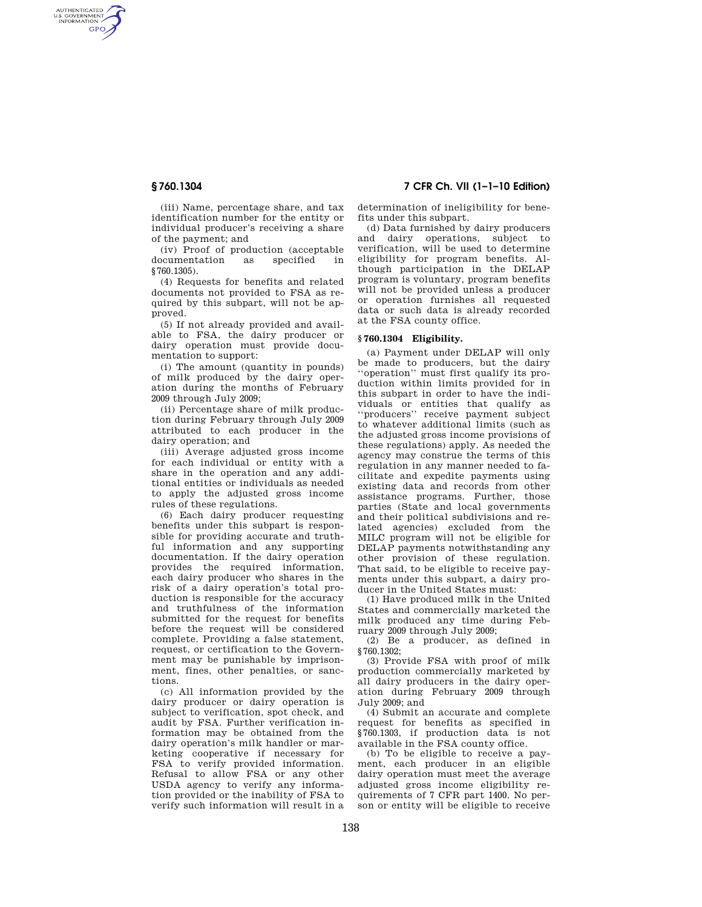(iii) Name, percentage share, and tax identification number for the entity or individual producer's receiving a share of the payment; and

(iv) Proof of production (acceptable documentation as specified in §760.1305).

(4) Requests for benefits and related documents not provided to FSA as required by this subpart, will not be approved.

(5) If not already provided and available to FSA, the dairy producer or dairy operation must provide documentation to support:

(i) The amount (quantity in pounds) of milk produced by the dairy operation during the months of February 2009 through July 2009;

(ii) Percentage share of milk production during February through July 2009 attributed to each producer in the dairy operation; and

(iii) Average adjusted gross income for each individual or entity with a share in the operation and any additional entities or individuals as needed to apply the adjusted gross income rules of these regulations.

(6) Each dairy producer requesting benefits under this subpart is responsible for providing accurate and truthful information and any supporting documentation. If the dairy operation provides the required information, each dairy producer who shares in the risk of a dairy operation's total production is responsible for the accuracy and truthfulness of the information submitted for the request for benefits before the request will be considered complete. Providing a false statement, request, or certification to the Government may be punishable by imprisonment, fines, other penalties, or sanctions.

(c) All information provided by the dairy producer or dairy operation is subject to verification, spot check, and audit by FSA. Further verification information may be obtained from the dairy operation's milk handler or marketing cooperative if necessary for FSA to verify provided information. Refusal to allow FSA or any other USDA agency to verify any information provided or the inability of FSA to verify such information will result in a determination of ineligibility for benefits under this subpart.

(d) Data furnished by dairy producers and dairy operations, subject to verification, will be used to determine eligibility for program benefits. Although participation in the DELAP program is voluntary, program benefits will not be provided unless a producer or operation furnishes all requested data or such data is already recorded at the FSA county office.

## § 760.1304 Eligibility.

(a) Payment under DELAP will only be made to producers, but the dairy "operation" must first qualify its production within limits provided for in this subpart in order to have the individuals or entities that qualify as "producers" receive payment subject to whatever additional limits (such as the adjusted gross income provisions of these regulations) apply. As needed the agency may construe the terms of this regulation in any manner needed to facilitate and expedite payments using existing data and records from other assistance programs. Further, those parties (State and local governments and their political subdivisions and related agencies) excluded from the MILC program will not be eligible for DELAP payments notwithstanding any other provision of these regulation. That said, to be eligible to receive payments under this subpart, a dairy producer in the United States must:

(1) Have produced milk in the United States and commercially marketed the milk produced any time during February 2009 through July 2009;

(2) Be a producer, as defined in §760.1302;

(3) Provide FSA with proof of milk production commercially marketed by all dairy producers in the dairy operation during February 2009 through July 2009; and

(4) Submit an accurate and complete request for benefits as specified in §760.1303, if production data is not available in the FSA county office.

(b) To be eligible to receive a payment, each producer in an eligible dairy operation must meet the average adjusted gross income eligibility requirements of 7 CFR part 1400. No person or entity will be eligible to receive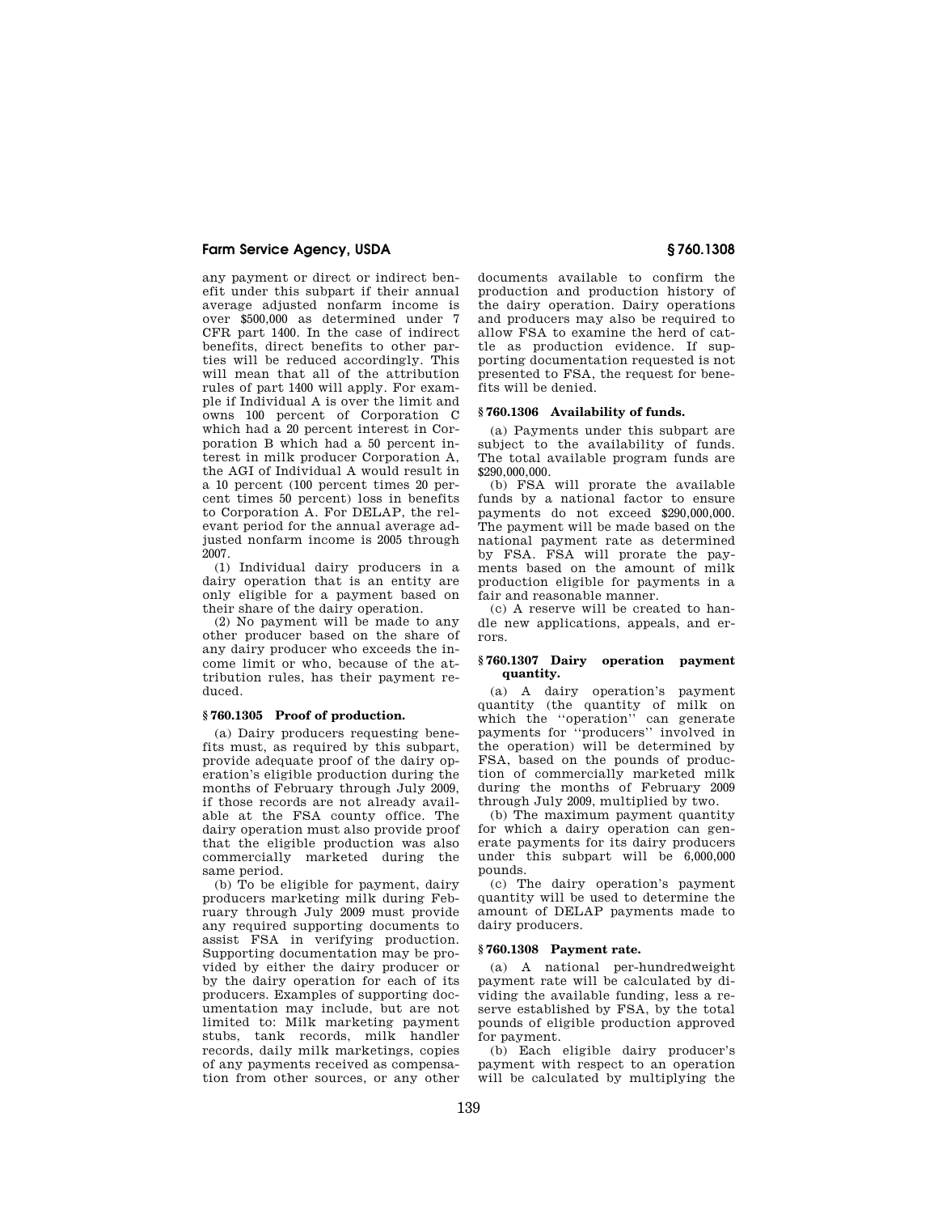any payment or direct or indirect benefit under this subpart if their annual average adjusted nonfarm income is over $500,000 as determined under 7 CFR part 1400. In the case of indirect benefits, direct benefits to other parties will be reduced accordingly. This will mean that all of the attribution rules of part 1400 will apply. For example if Individual A is over the limit and owns 100 percent of Corporation C which had a 20 percent interest in Corporation B which had a 50 percent interest in milk producer Corporation A, the AGI of Individual A would result in a 10 percent (100 percent times 20 percent times 50 percent) loss in benefits to Corporation A. For DELAP, the relevant period for the annual average adjusted nonfarm income is 2005 through 2007.

(1) Individual dairy producers in a dairy operation that is an entity are only eligible for a payment based on their share of the dairy operation.

(2) No payment will be made to any other producer based on the share of any dairy producer who exceeds the income limit or who, because of the attribution rules, has their payment reduced.

### § 760.1305 Proof of production.

(a) Dairy producers requesting benefits must, as required by this subpart, provide adequate proof of the dairy operation's eligible production during the months of February through July 2009, if those records are not already available at the FSA county office. The dairy operation must also provide proof that the eligible production was also commercially marketed during the same period.

(b) To be eligible for payment, dairy producers marketing milk during February through July 2009 must provide any required supporting documents to assist FSA in verifying production. Supporting documentation may be provided by either the dairy producer or by the dairy operation for each of its producers. Examples of supporting documentation may include, but are not limited to: Milk marketing payment stubs, tank records, milk handler records, daily milk marketings, copies of any payments received as compensation from other sources, or any other documents available to confirm the production and production history of the dairy operation. Dairy operations and producers may also be required to allow FSA to examine the herd of cattle as production evidence. If supporting documentation requested is not presented to FSA, the request for benefits will be denied.

### § 760.1306 Availability of funds.

(a) Payments under this subpart are subject to the availability of funds. The total available program funds are $290,000,000.

(b) FSA will prorate the available funds by a national factor to ensure payments do not exceed $290,000,000. The payment will be made based on the national payment rate as determined by FSA. FSA will prorate the payments based on the amount of milk production eligible for payments in a fair and reasonable manner.

(c) A reserve will be created to handle new applications, appeals, and errors.

### § 760.1307 Dairy operation payment quantity.

(a) A dairy operation's payment quantity (the quantity of milk on which the "operation" can generate payments for "producers" involved in the operation) will be determined by FSA, based on the pounds of production of commercially marketed milk during the months of February 2009 through July 2009, multiplied by two.

(b) The maximum payment quantity for which a dairy operation can generate payments for its dairy producers under this subpart will be 6,000,000 pounds.

(c) The dairy operation's payment quantity will be used to determine the amount of DELAP payments made to dairy producers.

### § 760.1308 Payment rate.

(a) A national per-hundredweight payment rate will be calculated by dividing the available funding, less a reserve established by FSA, by the total pounds of eligible production approved for payment.

(b) Each eligible dairy producer's payment with respect to an operation will be calculated by multiplying the